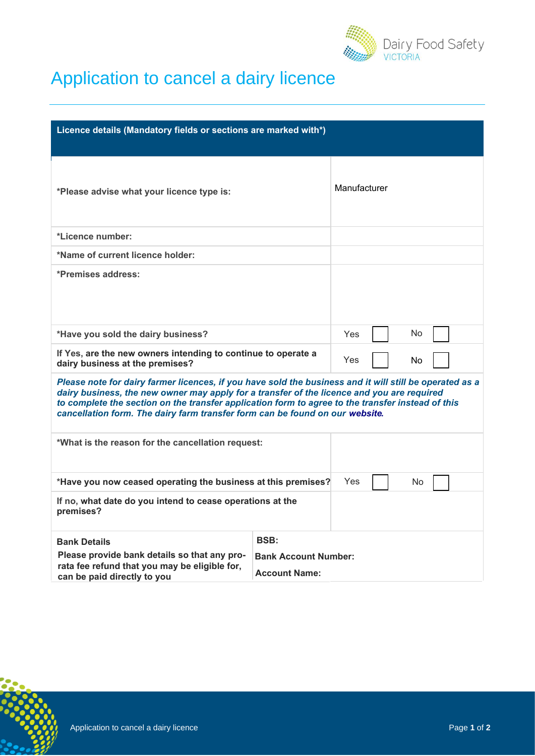Dairy Food Safety VICTORIA

# Application to cancel a dairy licence

| Licence details (Mandatory fields or sections are marked with*) | |
|---|---|
| ***Please advise what your licence type is:** | Manufacturer |
| ***Licence number:** | |
| ***Name of current licence holder:** | |
| ***Premises address:** | |
| ***Have you sold the dairy business?** | Yes ☐ No ☐ |
| **If Yes, are the new owners intending to continue to operate a dairy business at the premises?** | Yes ☐ No ☐ |

***Please note for dairy farmer licences, if you have sold the business and it will still be operated as a dairy business, the new owner may apply for a transfer of the licence and you are required to complete the section on the transfer application form to agree to the transfer instead of this cancellation form. The dairy farm transfer form can be found on our website.***

| | |
|---|---|
| ***What is the reason for the cancellation request:** | |
| ***Have you now ceased operating the business at this premises?** | Yes ☐ No ☐ |
| **If no, what date do you intend to cease operations at the premises?** | |

| | |
|---|---|
| **Bank Details**<br>**Please provide bank details so that any pro-rata fee refund that you may be eligible for, can be paid directly to you** | **BSB:**<br>**Bank Account Number:**<br>**Account Name:** |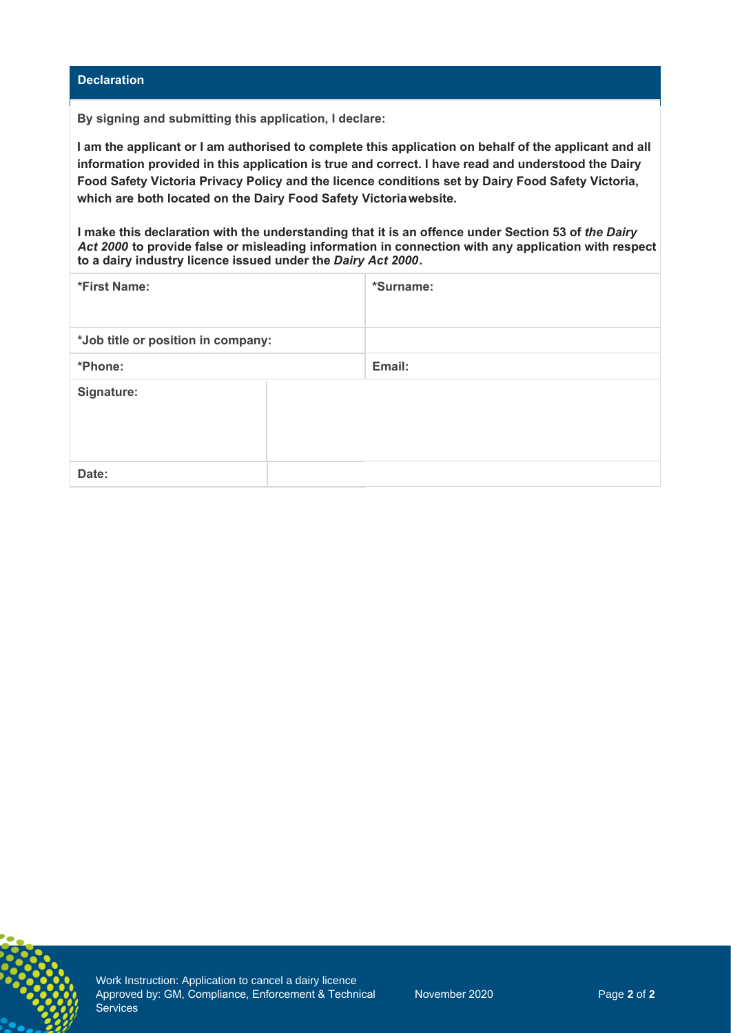## Declaration

**By signing and submitting this application, I declare:**

**I am the applicant or I am authorised to complete this application on behalf of the applicant and all information provided in this application is true and correct. I have read and understood the Dairy Food Safety Victoria Privacy Policy and the licence conditions set by Dairy Food Safety Victoria, which are both located on the Dairy Food Safety Victoria website.**

**I make this declaration with the understanding that it is an offence under Section 53 of *the Dairy Act 2000* to provide false or misleading information in connection with any application with respect to a dairy industry licence issued under the *Dairy Act 2000*.**

| | |
|---|---|
| **\*First Name:** | **\*Surname:** |
| **\*Job title or position in company:** | |
| **\*Phone:** | **Email:** |
| **Signature:** | |
| **Date:** | |